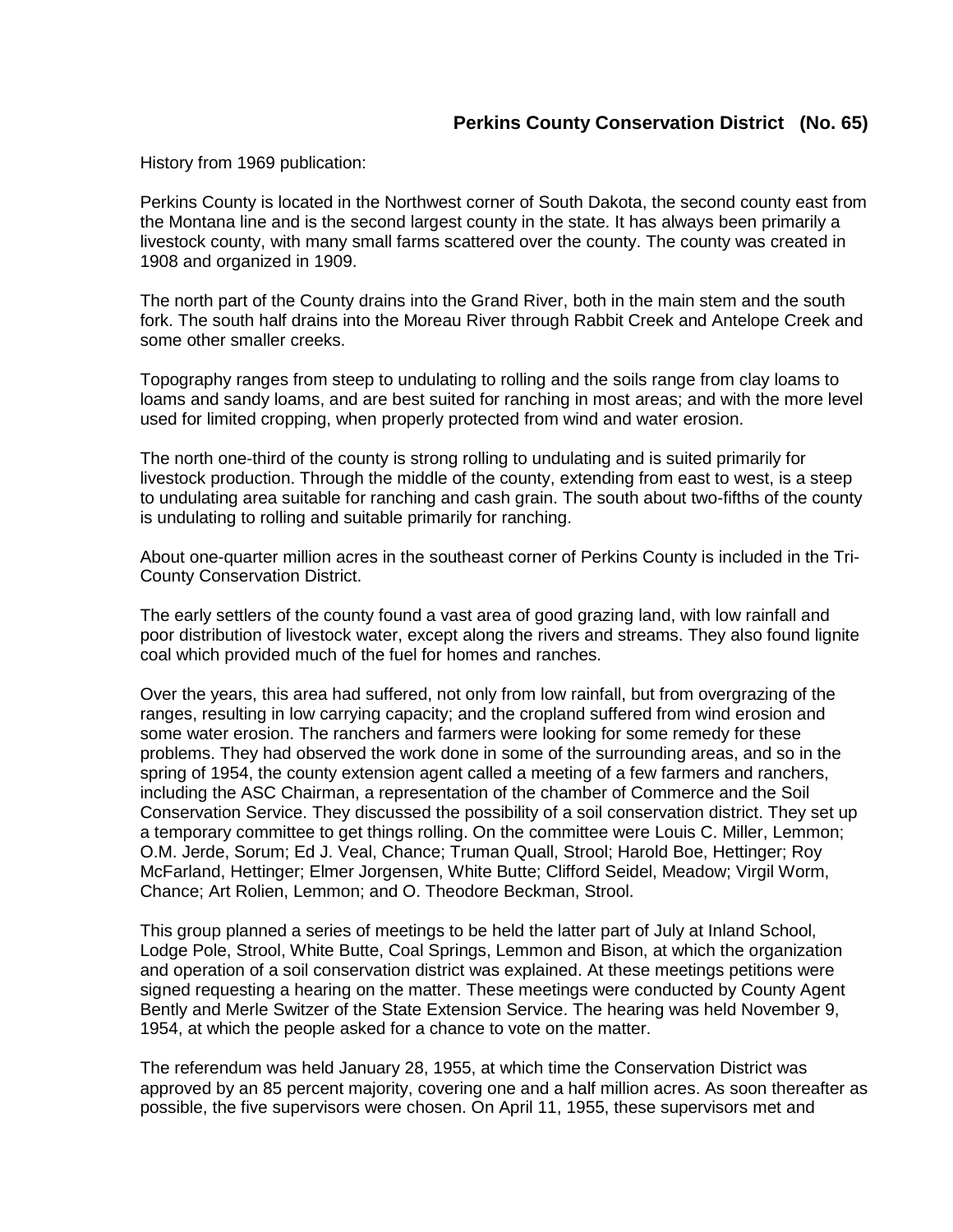## Perkins County Conservation District (No. 65)

History from 1969 publication:

Perkins County is located in the Northwest corner of South Dakota, the second county east from the Montana line and is the second largest county in the state. It has always been primarily a livestock county, with many small farms scattered over the county. The county was created in 1908 and organized in 1909.

The north part of the County drains into the Grand River, both in the main stem and the south fork. The south half drains into the Moreau River through Rabbit Creek and Antelope Creek and some other smaller creeks.

Topography ranges from steep to undulating to rolling and the soils range from clay loams to loams and sandy loams, and are best suited for ranching in most areas; and with the more level used for limited cropping, when properly protected from wind and water erosion.

The north one-third of the county is strong rolling to undulating and is suited primarily for livestock production. Through the middle of the county, extending from east to west, is a steep to undulating area suitable for ranching and cash grain. The south about two-fifths of the county is undulating to rolling and suitable primarily for ranching.

About one-quarter million acres in the southeast corner of Perkins County is included in the Tri-County Conservation District.

The early settlers of the county found a vast area of good grazing land, with low rainfall and poor distribution of livestock water, except along the rivers and streams. They also found lignite coal which provided much of the fuel for homes and ranches.

Over the years, this area had suffered, not only from low rainfall, but from overgrazing of the ranges, resulting in low carrying capacity; and the cropland suffered from wind erosion and some water erosion. The ranchers and farmers were looking for some remedy for these problems. They had observed the work done in some of the surrounding areas, and so in the spring of 1954, the county extension agent called a meeting of a few farmers and ranchers, including the ASC Chairman, a representation of the chamber of Commerce and the Soil Conservation Service. They discussed the possibility of a soil conservation district. They set up a temporary committee to get things rolling. On the committee were Louis C. Miller, Lemmon; O.M. Jerde, Sorum; Ed J. Veal, Chance; Truman Quall, Strool; Harold Boe, Hettinger; Roy McFarland, Hettinger; Elmer Jorgensen, White Butte; Clifford Seidel, Meadow; Virgil Worm, Chance; Art Rolien, Lemmon; and O. Theodore Beckman, Strool.

This group planned a series of meetings to be held the latter part of July at Inland School, Lodge Pole, Strool, White Butte, Coal Springs, Lemmon and Bison, at which the organization and operation of a soil conservation district was explained. At these meetings petitions were signed requesting a hearing on the matter. These meetings were conducted by County Agent Bently and Merle Switzer of the State Extension Service. The hearing was held November 9, 1954, at which the people asked for a chance to vote on the matter.

The referendum was held January 28, 1955, at which time the Conservation District was approved by an 85 percent majority, covering one and a half million acres. As soon thereafter as possible, the five supervisors were chosen. On April 11, 1955, these supervisors met and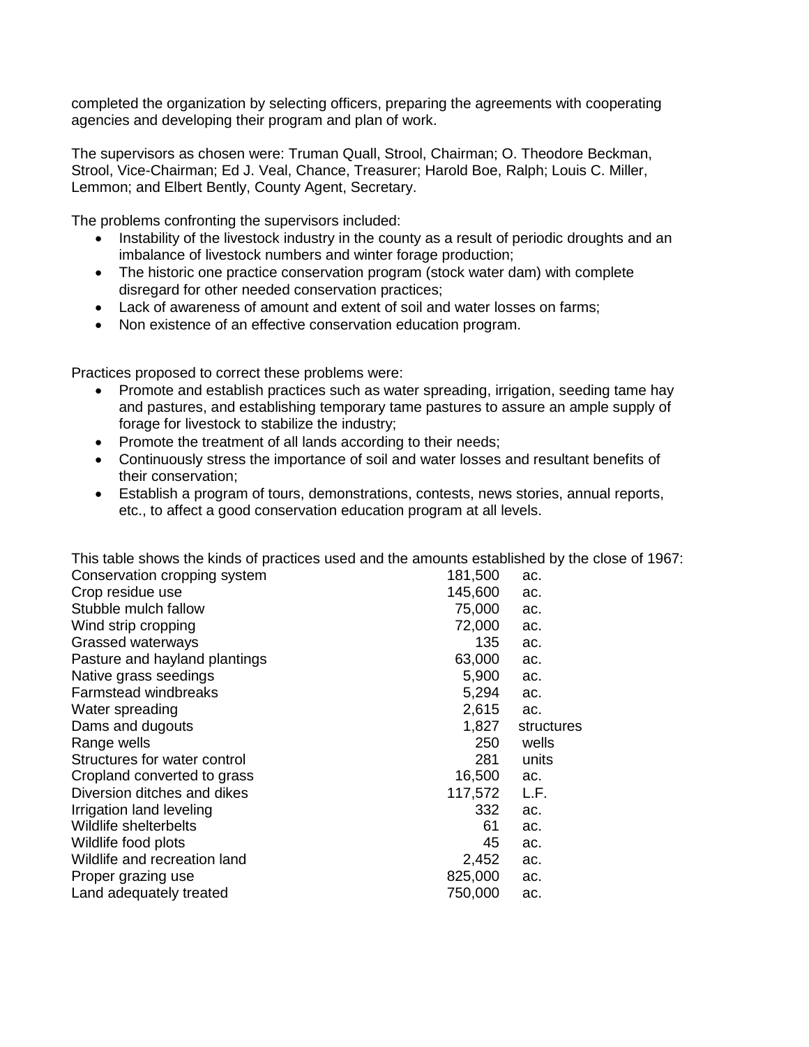completed the organization by selecting officers, preparing the agreements with cooperating agencies and developing their program and plan of work.

The supervisors as chosen were: Truman Quall, Strool, Chairman; O. Theodore Beckman, Strool, Vice-Chairman; Ed J. Veal, Chance, Treasurer; Harold Boe, Ralph; Louis C. Miller, Lemmon; and Elbert Bently, County Agent, Secretary.

The problems confronting the supervisors included:

- Instability of the livestock industry in the county as a result of periodic droughts and an imbalance of livestock numbers and winter forage production;
- The historic one practice conservation program (stock water dam) with complete disregard for other needed conservation practices;
- Lack of awareness of amount and extent of soil and water losses on farms;
- Non existence of an effective conservation education program.

Practices proposed to correct these problems were:

- Promote and establish practices such as water spreading, irrigation, seeding tame hay and pastures, and establishing temporary tame pastures to assure an ample supply of forage for livestock to stabilize the industry;
- Promote the treatment of all lands according to their needs;
- Continuously stress the importance of soil and water losses and resultant benefits of their conservation;
- Establish a program of tours, demonstrations, contests, news stories, annual reports, etc., to affect a good conservation education program at all levels.

This table shows the kinds of practices used and the amounts established by the close of 1967:

| Practice | Amount | Unit |
|---|---|---|
| Conservation cropping system | 181,500 | ac. |
| Crop residue use | 145,600 | ac. |
| Stubble mulch fallow | 75,000 | ac. |
| Wind strip cropping | 72,000 | ac. |
| Grassed waterways | 135 | ac. |
| Pasture and hayland plantings | 63,000 | ac. |
| Native grass seedings | 5,900 | ac. |
| Farmstead windbreaks | 5,294 | ac. |
| Water spreading | 2,615 | ac. |
| Dams and dugouts | 1,827 | structures |
| Range wells | 250 | wells |
| Structures for water control | 281 | units |
| Cropland converted to grass | 16,500 | ac. |
| Diversion ditches and dikes | 117,572 | L.F. |
| Irrigation land leveling | 332 | ac. |
| Wildlife shelterbelts | 61 | ac. |
| Wildlife food plots | 45 | ac. |
| Wildlife and recreation land | 2,452 | ac. |
| Proper grazing use | 825,000 | ac. |
| Land adequately treated | 750,000 | ac. |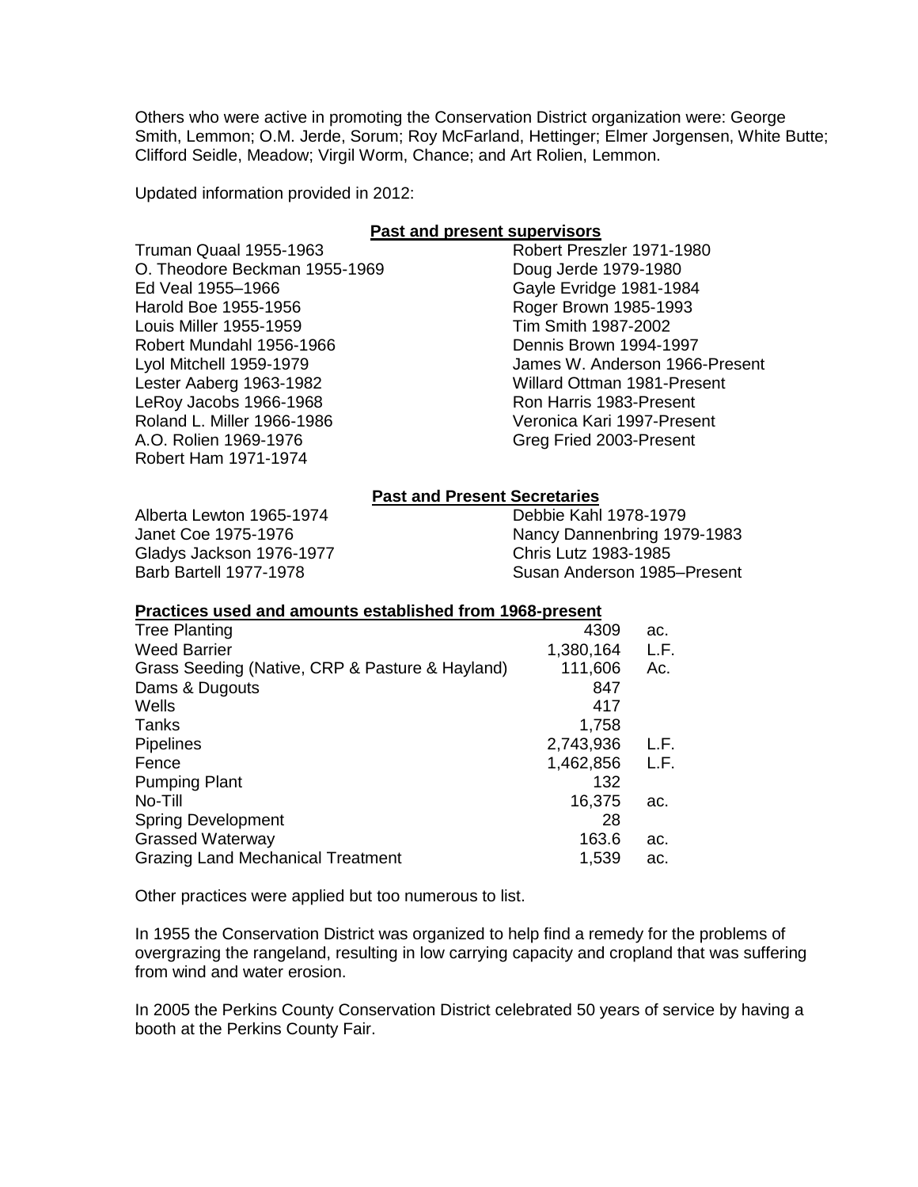Others who were active in promoting the Conservation District organization were: George Smith, Lemmon; O.M. Jerde, Sorum; Roy McFarland, Hettinger; Elmer Jorgensen, White Butte; Clifford Seidle, Meadow; Virgil Worm, Chance; and Art Rolien, Lemmon.

Updated information provided in 2012:

**Past and present supervisors**

Truman Quaal 1955-1963
O. Theodore Beckman 1955-1969
Ed Veal 1955–1966
Harold Boe 1955-1956
Louis Miller 1955-1959
Robert Mundahl 1956-1966
Lyol Mitchell 1959-1979
Lester Aaberg 1963-1982
LeRoy Jacobs 1966-1968
Roland L. Miller 1966-1986
A.O. Rolien 1969-1976
Robert Ham 1971-1974
Robert Preszler 1971-1980
Doug Jerde 1979-1980
Gayle Evridge 1981-1984
Roger Brown 1985-1993
Tim Smith 1987-2002
Dennis Brown 1994-1997
James W. Anderson 1966-Present
Willard Ottman 1981-Present
Ron Harris 1983-Present
Veronica Kari 1997-Present
Greg Fried 2003-Present

**Past and Present Secretaries**

Alberta Lewton 1965-1974
Janet Coe 1975-1976
Gladys Jackson 1976-1977
Barb Bartell 1977-1978
Debbie Kahl 1978-1979
Nancy Dannenbring 1979-1983
Chris Lutz 1983-1985
Susan Anderson 1985–Present

**Practices used and amounts established from 1968-present**

| Practice | Amount | Unit |
| --- | --- | --- |
| Tree Planting | 4309 | ac. |
| Weed Barrier | 1,380,164 | L.F. |
| Grass Seeding (Native, CRP & Pasture & Hayland) | 111,606 | Ac. |
| Dams & Dugouts | 847 | |
| Wells | 417 | |
| Tanks | 1,758 | |
| Pipelines | 2,743,936 | L.F. |
| Fence | 1,462,856 | L.F. |
| Pumping Plant | 132 | |
| No-Till | 16,375 | ac. |
| Spring Development | 28 | |
| Grassed Waterway | 163.6 | ac. |
| Grazing Land Mechanical Treatment | 1,539 | ac. |

Other practices were applied but too numerous to list.

In 1955 the Conservation District was organized to help find a remedy for the problems of overgrazing the rangeland, resulting in low carrying capacity and cropland that was suffering from wind and water erosion.

In 2005 the Perkins County Conservation District celebrated 50 years of service by having a booth at the Perkins County Fair.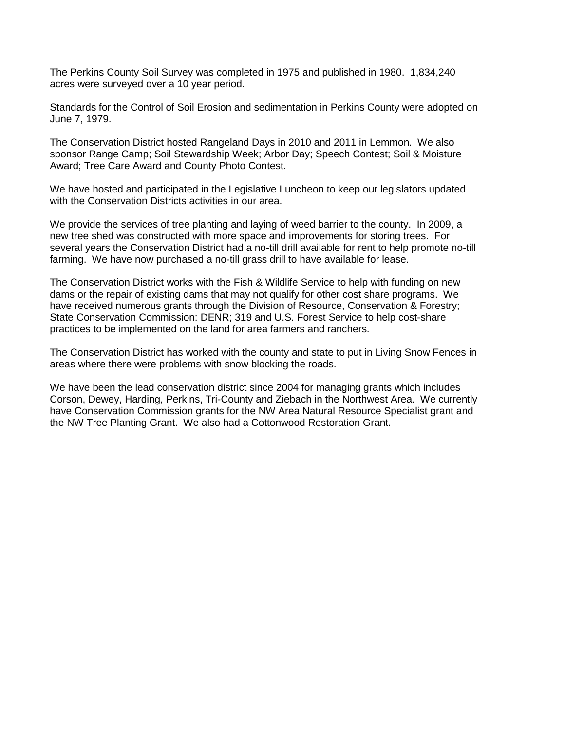The Perkins County Soil Survey was completed in 1975 and published in 1980. 1,834,240 acres were surveyed over a 10 year period.

Standards for the Control of Soil Erosion and sedimentation in Perkins County were adopted on June 7, 1979.

The Conservation District hosted Rangeland Days in 2010 and 2011 in Lemmon. We also sponsor Range Camp; Soil Stewardship Week; Arbor Day; Speech Contest; Soil & Moisture Award; Tree Care Award and County Photo Contest.

We have hosted and participated in the Legislative Luncheon to keep our legislators updated with the Conservation Districts activities in our area.

We provide the services of tree planting and laying of weed barrier to the county. In 2009, a new tree shed was constructed with more space and improvements for storing trees. For several years the Conservation District had a no-till drill available for rent to help promote no-till farming. We have now purchased a no-till grass drill to have available for lease.

The Conservation District works with the Fish & Wildlife Service to help with funding on new dams or the repair of existing dams that may not qualify for other cost share programs. We have received numerous grants through the Division of Resource, Conservation & Forestry; State Conservation Commission: DENR; 319 and U.S. Forest Service to help cost-share practices to be implemented on the land for area farmers and ranchers.

The Conservation District has worked with the county and state to put in Living Snow Fences in areas where there were problems with snow blocking the roads.

We have been the lead conservation district since 2004 for managing grants which includes Corson, Dewey, Harding, Perkins, Tri-County and Ziebach in the Northwest Area. We currently have Conservation Commission grants for the NW Area Natural Resource Specialist grant and the NW Tree Planting Grant. We also had a Cottonwood Restoration Grant.